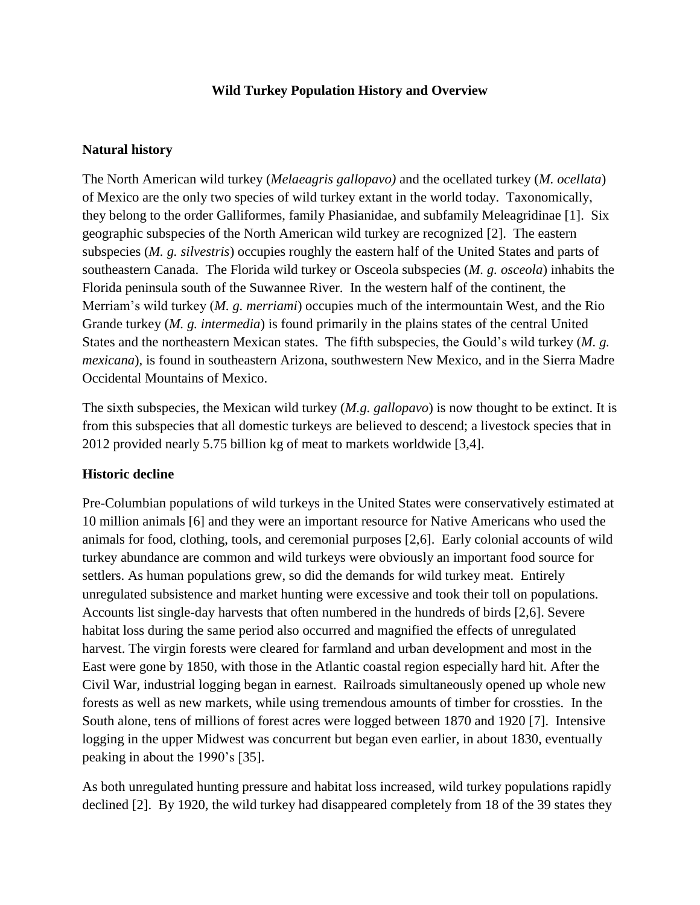# Wild Turkey Population History and Overview

## Natural history

The North American wild turkey (*Melaeagris gallopavo)* and the ocellated turkey (*M. ocellata*) of Mexico are the only two species of wild turkey extant in the world today. Taxonomically, they belong to the order Galliformes, family Phasianidae, and subfamily Meleagridinae [1]. Six geographic subspecies of the North American wild turkey are recognized [2]. The eastern subspecies (*M. g. silvestris*) occupies roughly the eastern half of the United States and parts of southeastern Canada. The Florida wild turkey or Osceola subspecies (*M. g. osceola*) inhabits the Florida peninsula south of the Suwannee River. In the western half of the continent, the Merriam's wild turkey (*M. g. merriami*) occupies much of the intermountain West, and the Rio Grande turkey (*M. g. intermedia*) is found primarily in the plains states of the central United States and the northeastern Mexican states. The fifth subspecies, the Gould's wild turkey (*M. g. mexicana*), is found in southeastern Arizona, southwestern New Mexico, and in the Sierra Madre Occidental Mountains of Mexico.

The sixth subspecies, the Mexican wild turkey (*M.g. gallopavo*) is now thought to be extinct. It is from this subspecies that all domestic turkeys are believed to descend; a livestock species that in 2012 provided nearly 5.75 billion kg of meat to markets worldwide [3,4].

## Historic decline

Pre-Columbian populations of wild turkeys in the United States were conservatively estimated at 10 million animals [6] and they were an important resource for Native Americans who used the animals for food, clothing, tools, and ceremonial purposes [2,6]. Early colonial accounts of wild turkey abundance are common and wild turkeys were obviously an important food source for settlers. As human populations grew, so did the demands for wild turkey meat. Entirely unregulated subsistence and market hunting were excessive and took their toll on populations. Accounts list single-day harvests that often numbered in the hundreds of birds [2,6]. Severe habitat loss during the same period also occurred and magnified the effects of unregulated harvest. The virgin forests were cleared for farmland and urban development and most in the East were gone by 1850, with those in the Atlantic coastal region especially hard hit. After the Civil War, industrial logging began in earnest. Railroads simultaneously opened up whole new forests as well as new markets, while using tremendous amounts of timber for crossties. In the South alone, tens of millions of forest acres were logged between 1870 and 1920 [7]. Intensive logging in the upper Midwest was concurrent but began even earlier, in about 1830, eventually peaking in about the 1990's [35].

As both unregulated hunting pressure and habitat loss increased, wild turkey populations rapidly declined [2]. By 1920, the wild turkey had disappeared completely from 18 of the 39 states they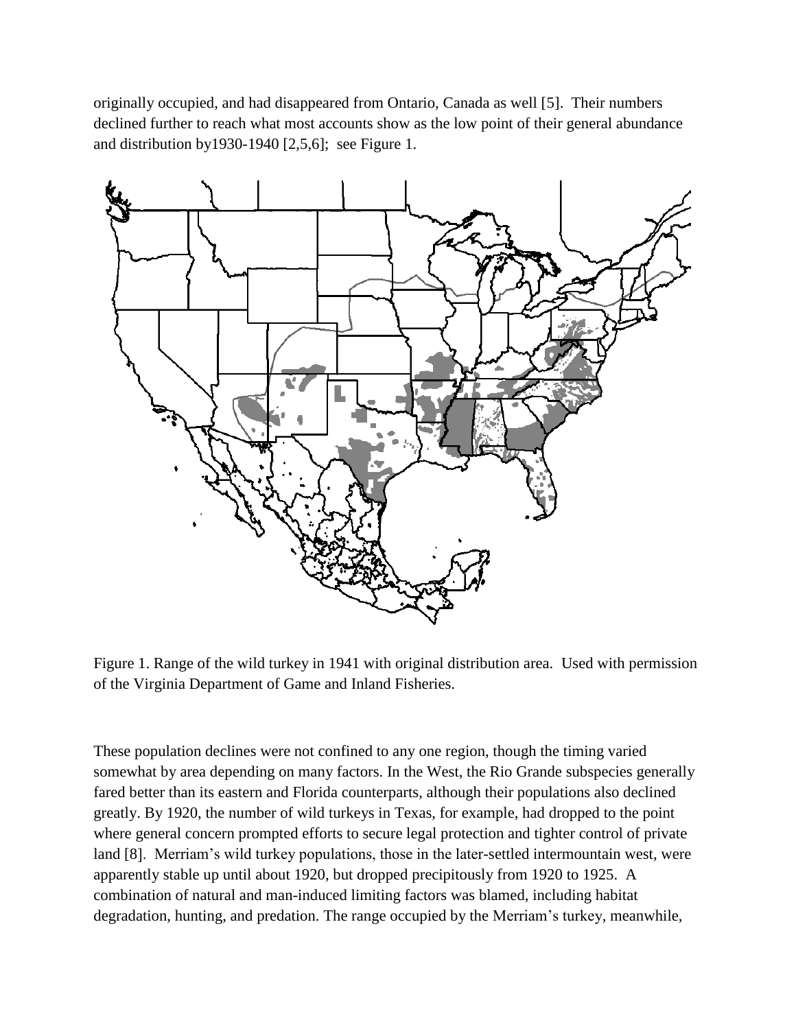originally occupied, and had disappeared from Ontario, Canada as well [5]. Their numbers declined further to reach what most accounts show as the low point of their general abundance and distribution by1930-1940 [2,5,6]; see Figure 1.

Figure 1. Range of the wild turkey in 1941 with original distribution area. Used with permission of the Virginia Department of Game and Inland Fisheries.

These population declines were not confined to any one region, though the timing varied somewhat by area depending on many factors. In the West, the Rio Grande subspecies generally fared better than its eastern and Florida counterparts, although their populations also declined greatly. By 1920, the number of wild turkeys in Texas, for example, had dropped to the point where general concern prompted efforts to secure legal protection and tighter control of private land [8]. Merriam's wild turkey populations, those in the later-settled intermountain west, were apparently stable up until about 1920, but dropped precipitously from 1920 to 1925. A combination of natural and man-induced limiting factors was blamed, including habitat degradation, hunting, and predation. The range occupied by the Merriam's turkey, meanwhile,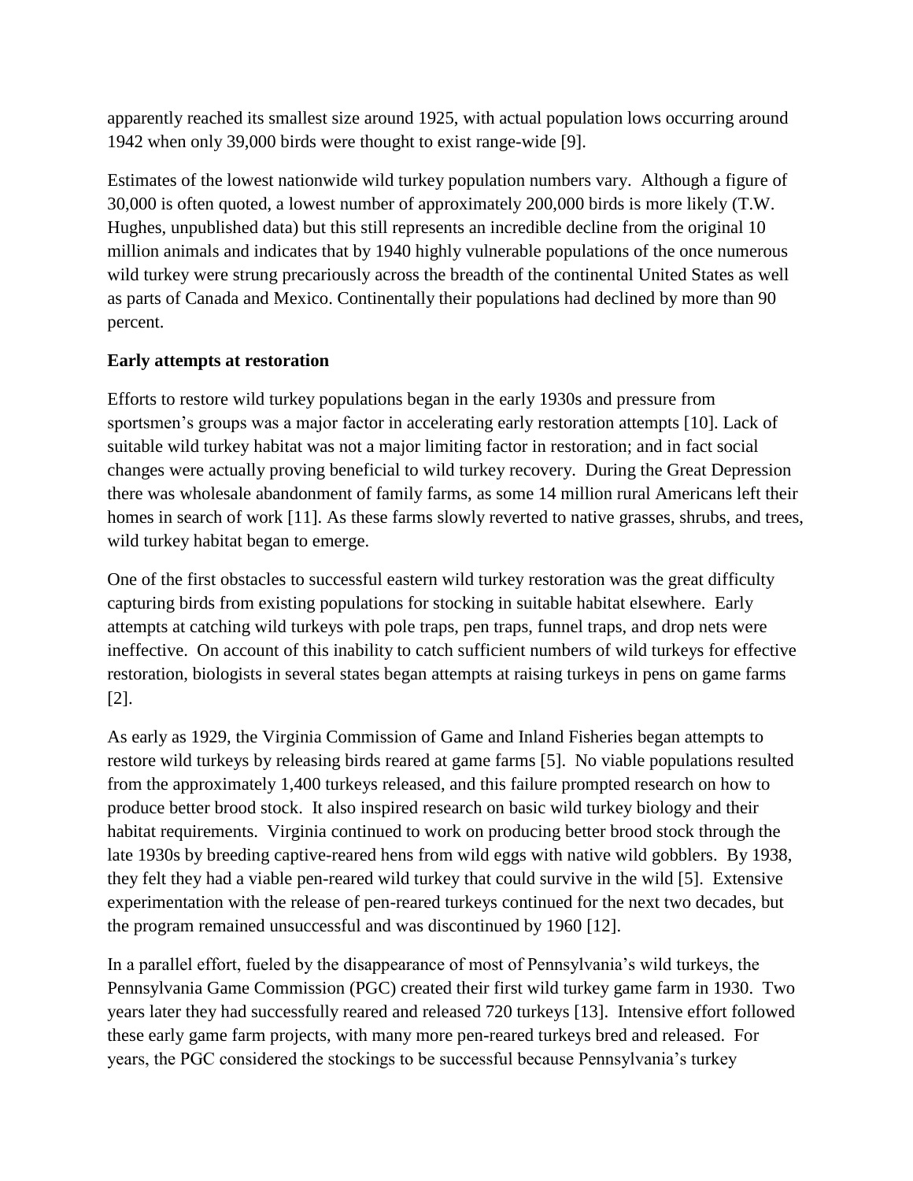apparently reached its smallest size around 1925, with actual population lows occurring around 1942 when only 39,000 birds were thought to exist range-wide [9].

Estimates of the lowest nationwide wild turkey population numbers vary. Although a figure of 30,000 is often quoted, a lowest number of approximately 200,000 birds is more likely (T.W. Hughes, unpublished data) but this still represents an incredible decline from the original 10 million animals and indicates that by 1940 highly vulnerable populations of the once numerous wild turkey were strung precariously across the breadth of the continental United States as well as parts of Canada and Mexico. Continentally their populations had declined by more than 90 percent.

**Early attempts at restoration**

Efforts to restore wild turkey populations began in the early 1930s and pressure from sportsmen's groups was a major factor in accelerating early restoration attempts [10]. Lack of suitable wild turkey habitat was not a major limiting factor in restoration; and in fact social changes were actually proving beneficial to wild turkey recovery. During the Great Depression there was wholesale abandonment of family farms, as some 14 million rural Americans left their homes in search of work [11]. As these farms slowly reverted to native grasses, shrubs, and trees, wild turkey habitat began to emerge.

One of the first obstacles to successful eastern wild turkey restoration was the great difficulty capturing birds from existing populations for stocking in suitable habitat elsewhere. Early attempts at catching wild turkeys with pole traps, pen traps, funnel traps, and drop nets were ineffective. On account of this inability to catch sufficient numbers of wild turkeys for effective restoration, biologists in several states began attempts at raising turkeys in pens on game farms [2].

As early as 1929, the Virginia Commission of Game and Inland Fisheries began attempts to restore wild turkeys by releasing birds reared at game farms [5]. No viable populations resulted from the approximately 1,400 turkeys released, and this failure prompted research on how to produce better brood stock. It also inspired research on basic wild turkey biology and their habitat requirements. Virginia continued to work on producing better brood stock through the late 1930s by breeding captive-reared hens from wild eggs with native wild gobblers. By 1938, they felt they had a viable pen-reared wild turkey that could survive in the wild [5]. Extensive experimentation with the release of pen-reared turkeys continued for the next two decades, but the program remained unsuccessful and was discontinued by 1960 [12].

In a parallel effort, fueled by the disappearance of most of Pennsylvania's wild turkeys, the Pennsylvania Game Commission (PGC) created their first wild turkey game farm in 1930. Two years later they had successfully reared and released 720 turkeys [13]. Intensive effort followed these early game farm projects, with many more pen-reared turkeys bred and released. For years, the PGC considered the stockings to be successful because Pennsylvania's turkey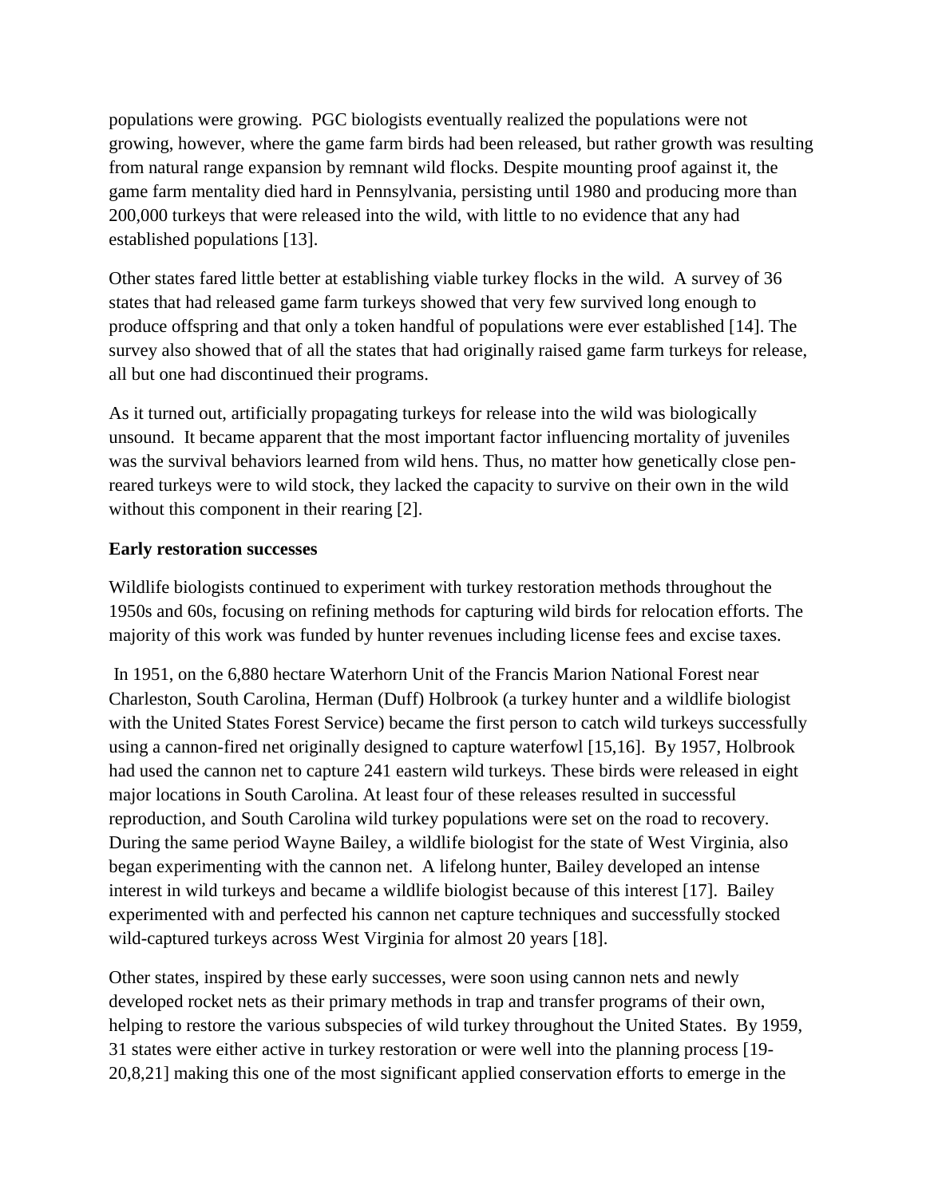populations were growing. PGC biologists eventually realized the populations were not growing, however, where the game farm birds had been released, but rather growth was resulting from natural range expansion by remnant wild flocks. Despite mounting proof against it, the game farm mentality died hard in Pennsylvania, persisting until 1980 and producing more than 200,000 turkeys that were released into the wild, with little to no evidence that any had established populations [13].

Other states fared little better at establishing viable turkey flocks in the wild. A survey of 36 states that had released game farm turkeys showed that very few survived long enough to produce offspring and that only a token handful of populations were ever established [14]. The survey also showed that of all the states that had originally raised game farm turkeys for release, all but one had discontinued their programs.

As it turned out, artificially propagating turkeys for release into the wild was biologically unsound. It became apparent that the most important factor influencing mortality of juveniles was the survival behaviors learned from wild hens. Thus, no matter how genetically close pen-reared turkeys were to wild stock, they lacked the capacity to survive on their own in the wild without this component in their rearing [2].

**Early restoration successes**

Wildlife biologists continued to experiment with turkey restoration methods throughout the 1950s and 60s, focusing on refining methods for capturing wild birds for relocation efforts. The majority of this work was funded by hunter revenues including license fees and excise taxes.

In 1951, on the 6,880 hectare Waterhorn Unit of the Francis Marion National Forest near Charleston, South Carolina, Herman (Duff) Holbrook (a turkey hunter and a wildlife biologist with the United States Forest Service) became the first person to catch wild turkeys successfully using a cannon-fired net originally designed to capture waterfowl [15,16]. By 1957, Holbrook had used the cannon net to capture 241 eastern wild turkeys. These birds were released in eight major locations in South Carolina. At least four of these releases resulted in successful reproduction, and South Carolina wild turkey populations were set on the road to recovery. During the same period Wayne Bailey, a wildlife biologist for the state of West Virginia, also began experimenting with the cannon net. A lifelong hunter, Bailey developed an intense interest in wild turkeys and became a wildlife biologist because of this interest [17]. Bailey experimented with and perfected his cannon net capture techniques and successfully stocked wild-captured turkeys across West Virginia for almost 20 years [18].

Other states, inspired by these early successes, were soon using cannon nets and newly developed rocket nets as their primary methods in trap and transfer programs of their own, helping to restore the various subspecies of wild turkey throughout the United States. By 1959, 31 states were either active in turkey restoration or were well into the planning process [19-20,8,21] making this one of the most significant applied conservation efforts to emerge in the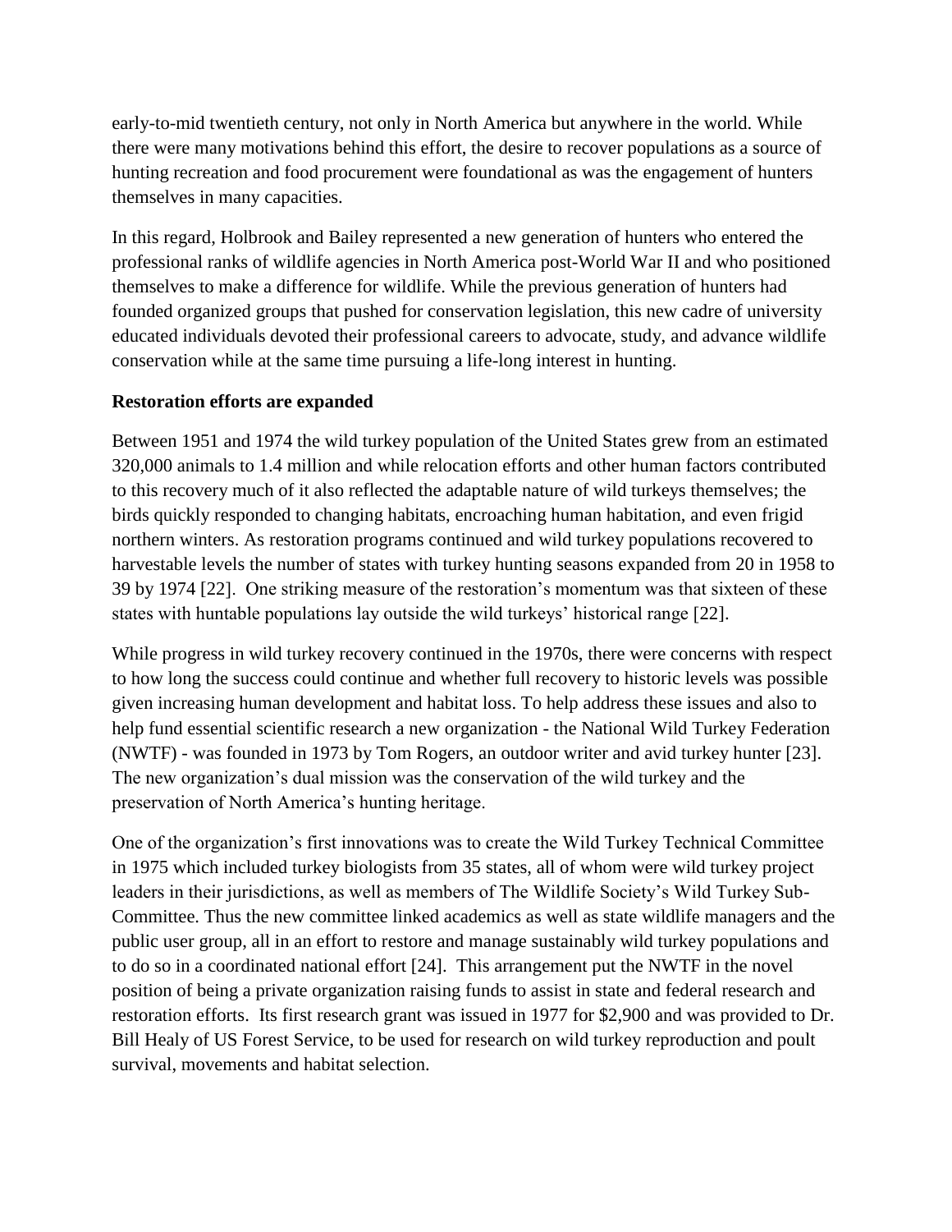early-to-mid twentieth century, not only in North America but anywhere in the world. While there were many motivations behind this effort, the desire to recover populations as a source of hunting recreation and food procurement were foundational as was the engagement of hunters themselves in many capacities.

In this regard, Holbrook and Bailey represented a new generation of hunters who entered the professional ranks of wildlife agencies in North America post-World War II and who positioned themselves to make a difference for wildlife. While the previous generation of hunters had founded organized groups that pushed for conservation legislation, this new cadre of university educated individuals devoted their professional careers to advocate, study, and advance wildlife conservation while at the same time pursuing a life-long interest in hunting.

**Restoration efforts are expanded**

Between 1951 and 1974 the wild turkey population of the United States grew from an estimated 320,000 animals to 1.4 million and while relocation efforts and other human factors contributed to this recovery much of it also reflected the adaptable nature of wild turkeys themselves; the birds quickly responded to changing habitats, encroaching human habitation, and even frigid northern winters. As restoration programs continued and wild turkey populations recovered to harvestable levels the number of states with turkey hunting seasons expanded from 20 in 1958 to 39 by 1974 [22]. One striking measure of the restoration's momentum was that sixteen of these states with huntable populations lay outside the wild turkeys' historical range [22].

While progress in wild turkey recovery continued in the 1970s, there were concerns with respect to how long the success could continue and whether full recovery to historic levels was possible given increasing human development and habitat loss. To help address these issues and also to help fund essential scientific research a new organization - the National Wild Turkey Federation (NWTF) - was founded in 1973 by Tom Rogers, an outdoor writer and avid turkey hunter [23]. The new organization's dual mission was the conservation of the wild turkey and the preservation of North America's hunting heritage.

One of the organization's first innovations was to create the Wild Turkey Technical Committee in 1975 which included turkey biologists from 35 states, all of whom were wild turkey project leaders in their jurisdictions, as well as members of The Wildlife Society's Wild Turkey Sub-Committee. Thus the new committee linked academics as well as state wildlife managers and the public user group, all in an effort to restore and manage sustainably wild turkey populations and to do so in a coordinated national effort [24]. This arrangement put the NWTF in the novel position of being a private organization raising funds to assist in state and federal research and restoration efforts. Its first research grant was issued in 1977 for $2,900 and was provided to Dr. Bill Healy of US Forest Service, to be used for research on wild turkey reproduction and poult survival, movements and habitat selection.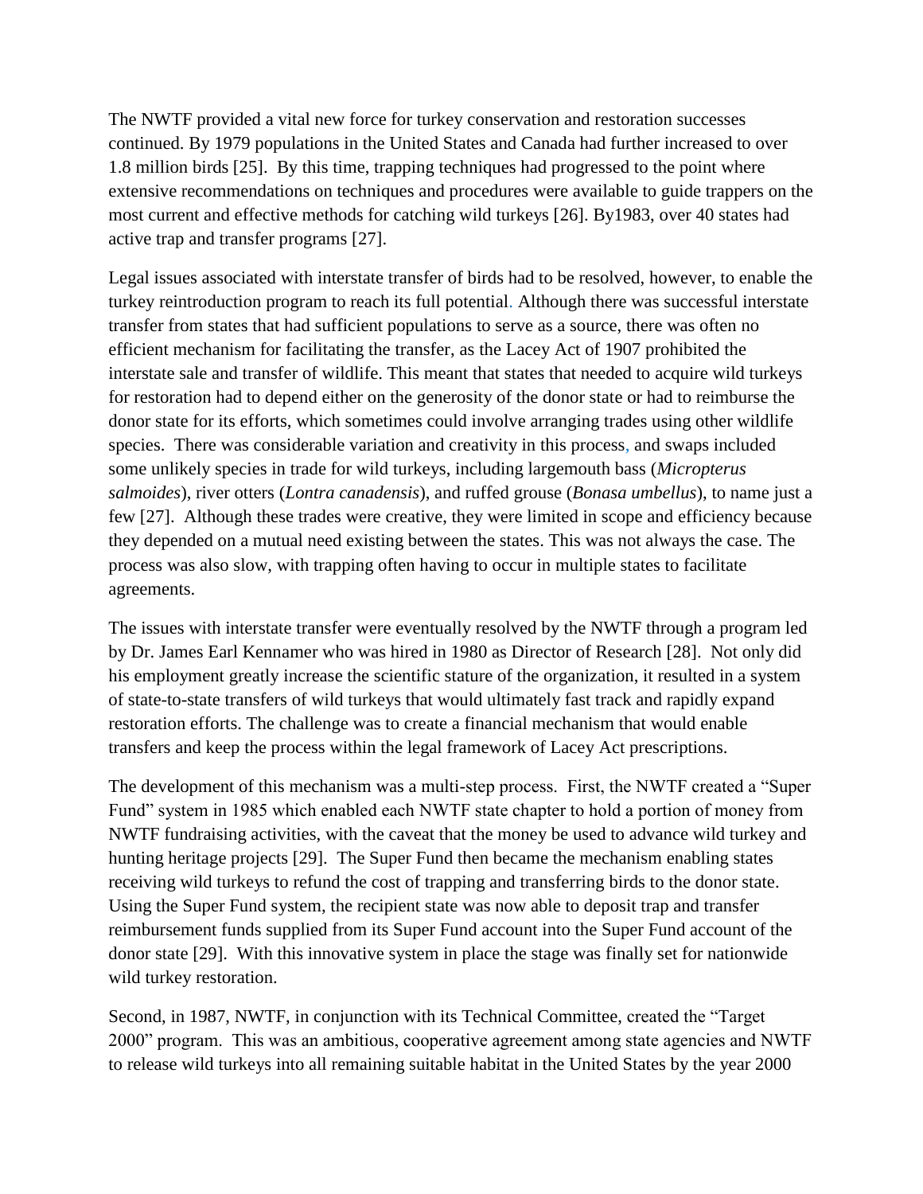The NWTF provided a vital new force for turkey conservation and restoration successes continued. By 1979 populations in the United States and Canada had further increased to over 1.8 million birds [25]. By this time, trapping techniques had progressed to the point where extensive recommendations on techniques and procedures were available to guide trappers on the most current and effective methods for catching wild turkeys [26]. By1983, over 40 states had active trap and transfer programs [27].

Legal issues associated with interstate transfer of birds had to be resolved, however, to enable the turkey reintroduction program to reach its full potential. Although there was successful interstate transfer from states that had sufficient populations to serve as a source, there was often no efficient mechanism for facilitating the transfer, as the Lacey Act of 1907 prohibited the interstate sale and transfer of wildlife. This meant that states that needed to acquire wild turkeys for restoration had to depend either on the generosity of the donor state or had to reimburse the donor state for its efforts, which sometimes could involve arranging trades using other wildlife species. There was considerable variation and creativity in this process, and swaps included some unlikely species in trade for wild turkeys, including largemouth bass (*Micropterus salmoides*), river otters (*Lontra canadensis*), and ruffed grouse (*Bonasa umbellus*), to name just a few [27]. Although these trades were creative, they were limited in scope and efficiency because they depended on a mutual need existing between the states. This was not always the case. The process was also slow, with trapping often having to occur in multiple states to facilitate agreements.

The issues with interstate transfer were eventually resolved by the NWTF through a program led by Dr. James Earl Kennamer who was hired in 1980 as Director of Research [28]. Not only did his employment greatly increase the scientific stature of the organization, it resulted in a system of state-to-state transfers of wild turkeys that would ultimately fast track and rapidly expand restoration efforts. The challenge was to create a financial mechanism that would enable transfers and keep the process within the legal framework of Lacey Act prescriptions.

The development of this mechanism was a multi-step process. First, the NWTF created a "Super Fund" system in 1985 which enabled each NWTF state chapter to hold a portion of money from NWTF fundraising activities, with the caveat that the money be used to advance wild turkey and hunting heritage projects [29]. The Super Fund then became the mechanism enabling states receiving wild turkeys to refund the cost of trapping and transferring birds to the donor state. Using the Super Fund system, the recipient state was now able to deposit trap and transfer reimbursement funds supplied from its Super Fund account into the Super Fund account of the donor state [29]. With this innovative system in place the stage was finally set for nationwide wild turkey restoration.

Second, in 1987, NWTF, in conjunction with its Technical Committee, created the "Target 2000" program. This was an ambitious, cooperative agreement among state agencies and NWTF to release wild turkeys into all remaining suitable habitat in the United States by the year 2000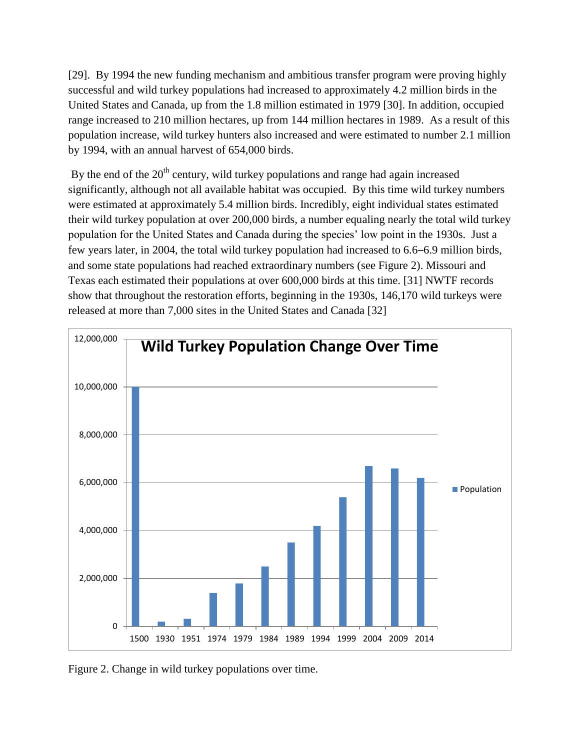[29]. By 1994 the new funding mechanism and ambitious transfer program were proving highly successful and wild turkey populations had increased to approximately 4.2 million birds in the United States and Canada, up from the 1.8 million estimated in 1979 [30]. In addition, occupied range increased to 210 million hectares, up from 144 million hectares in 1989. As a result of this population increase, wild turkey hunters also increased and were estimated to number 2.1 million by 1994, with an annual harvest of 654,000 birds.

By the end of the 20th century, wild turkey populations and range had again increased significantly, although not all available habitat was occupied. By this time wild turkey numbers were estimated at approximately 5.4 million birds. Incredibly, eight individual states estimated their wild turkey population at over 200,000 birds, a number equaling nearly the total wild turkey population for the United States and Canada during the species' low point in the 1930s. Just a few years later, in 2004, the total wild turkey population had increased to 6.6–6.9 million birds, and some state populations had reached extraordinary numbers (see Figure 2). Missouri and Texas each estimated their populations at over 600,000 birds at this time. [31] NWTF records show that throughout the restoration efforts, beginning in the 1930s, 146,170 wild turkeys were released at more than 7,000 sites in the United States and Canada [32]

Wild Turkey Population Change Over Time

12,000,000
10,000,000
8,000,000
6,000,000
4,000,000
2,000,000
0

1500 1930 1951 1974 1979 1984 1989 1994 1999 2004 2009 2014

Population

Figure 2. Change in wild turkey populations over time.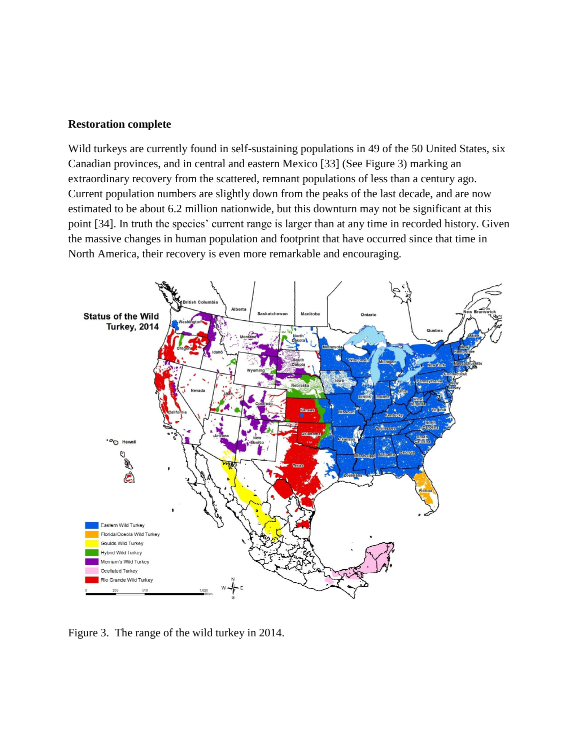**Restoration complete**

Wild turkeys are currently found in self-sustaining populations in 49 of the 50 United States, six Canadian provinces, and in central and eastern Mexico [33] (See Figure 3) marking an extraordinary recovery from the scattered, remnant populations of less than a century ago. Current population numbers are slightly down from the peaks of the last decade, and are now estimated to be about 6.2 million nationwide, but this downturn may not be significant at this point [34]. In truth the species' current range is larger than at any time in recorded history. Given the massive changes in human population and footprint that have occurred since that time in North America, their recovery is even more remarkable and encouraging.

Status of the Wild Turkey, 2014

Eastern Wild Turkey
Florida/Oceola Wild Turkey
Goulds Wild Turkey
Hybrid Wild Turkey
Merriam's Wild Turkey
Ocellated Turkey
Rio Grande Wild Turkey

0 255 510 1,020 Miles

Figure 3. The range of the wild turkey in 2014.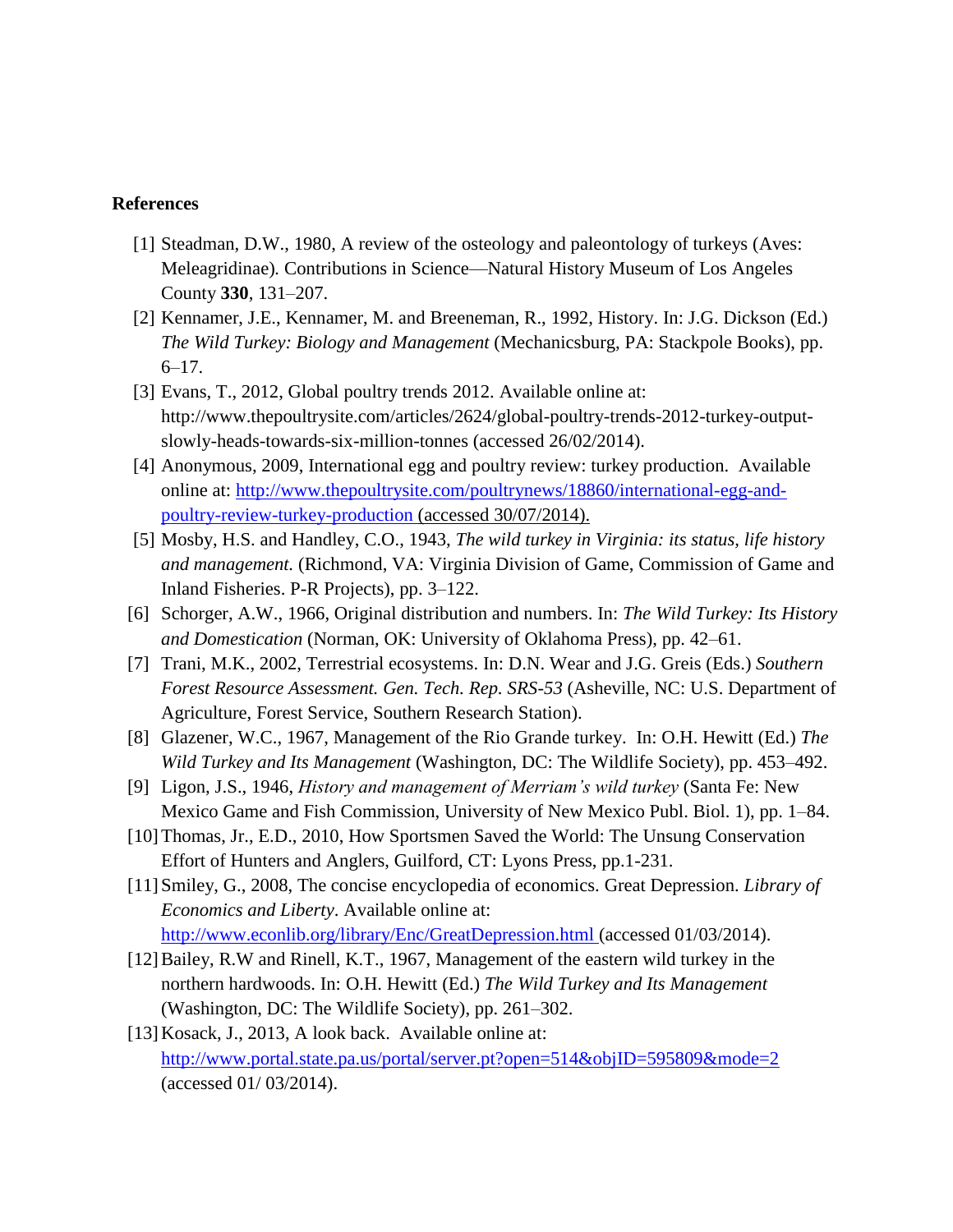**References**

[1] Steadman, D.W., 1980, A review of the osteology and paleontology of turkeys (Aves: Meleagridinae). Contributions in Science—Natural History Museum of Los Angeles County **330**, 131–207.

[2] Kennamer, J.E., Kennamer, M. and Breeneman, R., 1992, History. In: J.G. Dickson (Ed.) *The Wild Turkey: Biology and Management* (Mechanicsburg, PA: Stackpole Books), pp. 6–17.

[3] Evans, T., 2012, Global poultry trends 2012. Available online at: http://www.thepoultrysite.com/articles/2624/global-poultry-trends-2012-turkey-output-slowly-heads-towards-six-million-tonnes (accessed 26/02/2014).

[4] Anonymous, 2009, International egg and poultry review: turkey production. Available online at: http://www.thepoultrysite.com/poultrynews/18860/international-egg-and-poultry-review-turkey-production (accessed 30/07/2014).

[5] Mosby, H.S. and Handley, C.O., 1943, *The wild turkey in Virginia: its status, life history and management.* (Richmond, VA: Virginia Division of Game, Commission of Game and Inland Fisheries. P-R Projects), pp. 3–122.

[6] Schorger, A.W., 1966, Original distribution and numbers. In: *The Wild Turkey: Its History and Domestication* (Norman, OK: University of Oklahoma Press), pp. 42–61.

[7] Trani, M.K., 2002, Terrestrial ecosystems. In: D.N. Wear and J.G. Greis (Eds.) *Southern Forest Resource Assessment. Gen. Tech. Rep. SRS-53* (Asheville, NC: U.S. Department of Agriculture, Forest Service, Southern Research Station).

[8] Glazener, W.C., 1967, Management of the Rio Grande turkey. In: O.H. Hewitt (Ed.) *The Wild Turkey and Its Management* (Washington, DC: The Wildlife Society), pp. 453–492.

[9] Ligon, J.S., 1946, *History and management of Merriam's wild turkey* (Santa Fe: New Mexico Game and Fish Commission, University of New Mexico Publ. Biol. 1), pp. 1–84.

[10] Thomas, Jr., E.D., 2010, How Sportsmen Saved the World: The Unsung Conservation Effort of Hunters and Anglers, Guilford, CT: Lyons Press, pp.1-231.

[11] Smiley, G., 2008, The concise encyclopedia of economics. Great Depression. *Library of Economics and Liberty*. Available online at: http://www.econlib.org/library/Enc/GreatDepression.html (accessed 01/03/2014).

[12] Bailey, R.W and Rinell, K.T., 1967, Management of the eastern wild turkey in the northern hardwoods. In: O.H. Hewitt (Ed.) *The Wild Turkey and Its Management* (Washington, DC: The Wildlife Society), pp. 261–302.

[13] Kosack, J., 2013, A look back. Available online at: http://www.portal.state.pa.us/portal/server.pt?open=514&objID=595809&mode=2 (accessed 01/ 03/2014).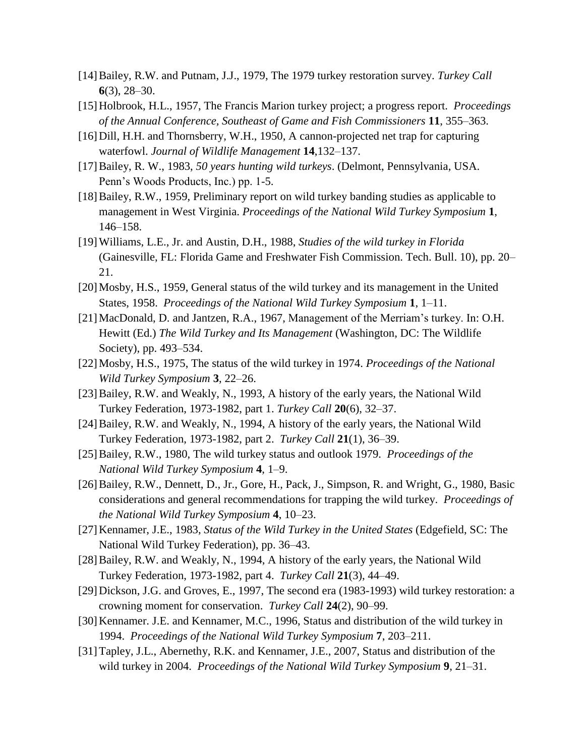[14] Bailey, R.W. and Putnam, J.J., 1979, The 1979 turkey restoration survey. *Turkey Call* **6**(3), 28–30.

[15] Holbrook, H.L., 1957, The Francis Marion turkey project; a progress report. *Proceedings of the Annual Conference, Southeast of Game and Fish Commissioners* **11**, 355–363.

[16] Dill, H.H. and Thornsberry, W.H., 1950, A cannon-projected net trap for capturing waterfowl. *Journal of Wildlife Management* **14**,132–137.

[17] Bailey, R. W., 1983, *50 years hunting wild turkeys*. (Delmont, Pennsylvania, USA. Penn's Woods Products, Inc.) pp. 1-5.

[18] Bailey, R.W., 1959, Preliminary report on wild turkey banding studies as applicable to management in West Virginia. *Proceedings of the National Wild Turkey Symposium* **1**, 146–158.

[19] Williams, L.E., Jr. and Austin, D.H., 1988, *Studies of the wild turkey in Florida* (Gainesville, FL: Florida Game and Freshwater Fish Commission. Tech. Bull. 10), pp. 20–21.

[20] Mosby, H.S., 1959, General status of the wild turkey and its management in the United States, 1958. *Proceedings of the National Wild Turkey Symposium* **1**, 1–11.

[21] MacDonald, D. and Jantzen, R.A., 1967, Management of the Merriam's turkey. In: O.H. Hewitt (Ed.) *The Wild Turkey and Its Management* (Washington, DC: The Wildlife Society), pp. 493–534.

[22] Mosby, H.S., 1975, The status of the wild turkey in 1974. *Proceedings of the National Wild Turkey Symposium* **3**, 22–26.

[23] Bailey, R.W. and Weakly, N., 1993, A history of the early years, the National Wild Turkey Federation, 1973-1982, part 1. *Turkey Call* **20**(6), 32–37.

[24] Bailey, R.W. and Weakly, N., 1994, A history of the early years, the National Wild Turkey Federation, 1973-1982, part 2. *Turkey Call* **21**(1), 36–39.

[25] Bailey, R.W., 1980, The wild turkey status and outlook 1979. *Proceedings of the National Wild Turkey Symposium* **4**, 1–9.

[26] Bailey, R.W., Dennett, D., Jr., Gore, H., Pack, J., Simpson, R. and Wright, G., 1980, Basic considerations and general recommendations for trapping the wild turkey. *Proceedings of the National Wild Turkey Symposium* **4**, 10–23.

[27] Kennamer, J.E., 1983, *Status of the Wild Turkey in the United States* (Edgefield, SC: The National Wild Turkey Federation), pp. 36–43.

[28] Bailey, R.W. and Weakly, N., 1994, A history of the early years, the National Wild Turkey Federation, 1973-1982, part 4. *Turkey Call* **21**(3), 44–49.

[29] Dickson, J.G. and Groves, E., 1997, The second era (1983-1993) wild turkey restoration: a crowning moment for conservation. *Turkey Call* **24**(2), 90–99.

[30] Kennamer. J.E. and Kennamer, M.C., 1996, Status and distribution of the wild turkey in 1994. *Proceedings of the National Wild Turkey Symposium* **7**, 203–211.

[31] Tapley, J.L., Abernethy, R.K. and Kennamer, J.E., 2007, Status and distribution of the wild turkey in 2004. *Proceedings of the National Wild Turkey Symposium* **9**, 21–31.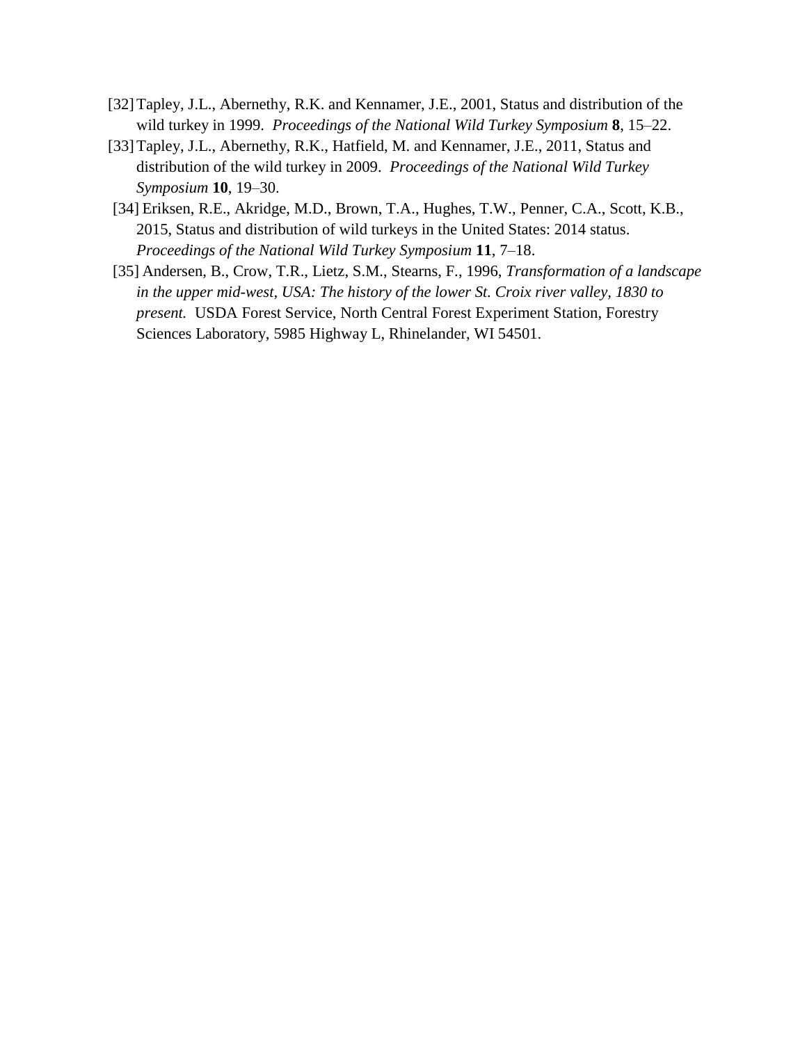[32] Tapley, J.L., Abernethy, R.K. and Kennamer, J.E., 2001, Status and distribution of the wild turkey in 1999. *Proceedings of the National Wild Turkey Symposium* **8**, 15–22.

[33] Tapley, J.L., Abernethy, R.K., Hatfield, M. and Kennamer, J.E., 2011, Status and distribution of the wild turkey in 2009. *Proceedings of the National Wild Turkey Symposium* **10**, 19–30.

[34] Eriksen, R.E., Akridge, M.D., Brown, T.A., Hughes, T.W., Penner, C.A., Scott, K.B., 2015, Status and distribution of wild turkeys in the United States: 2014 status. *Proceedings of the National Wild Turkey Symposium* **11**, 7–18.

[35] Andersen, B., Crow, T.R., Lietz, S.M., Stearns, F., 1996, *Transformation of a landscape in the upper mid-west, USA: The history of the lower St. Croix river valley, 1830 to present.* USDA Forest Service, North Central Forest Experiment Station, Forestry Sciences Laboratory, 5985 Highway L, Rhinelander, WI 54501.